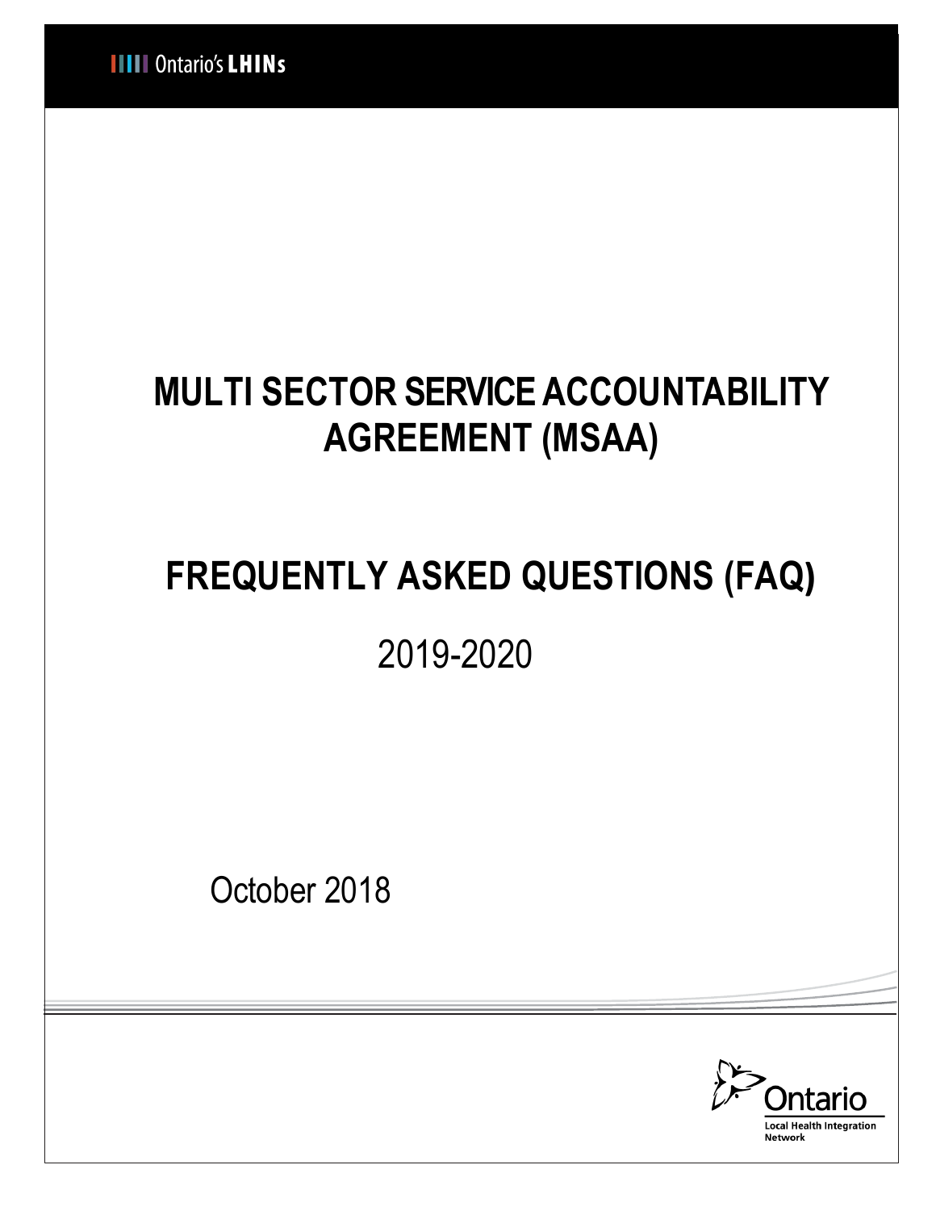Ontario's LHINs

# MULTI SECTOR SERVICE ACCOUNTABILITY AGREEMENT (MSAA)

# FREQUENTLY ASKED QUESTIONS (FAQ)

2019-2020

October 2018

Ontario
Local Health Integration Network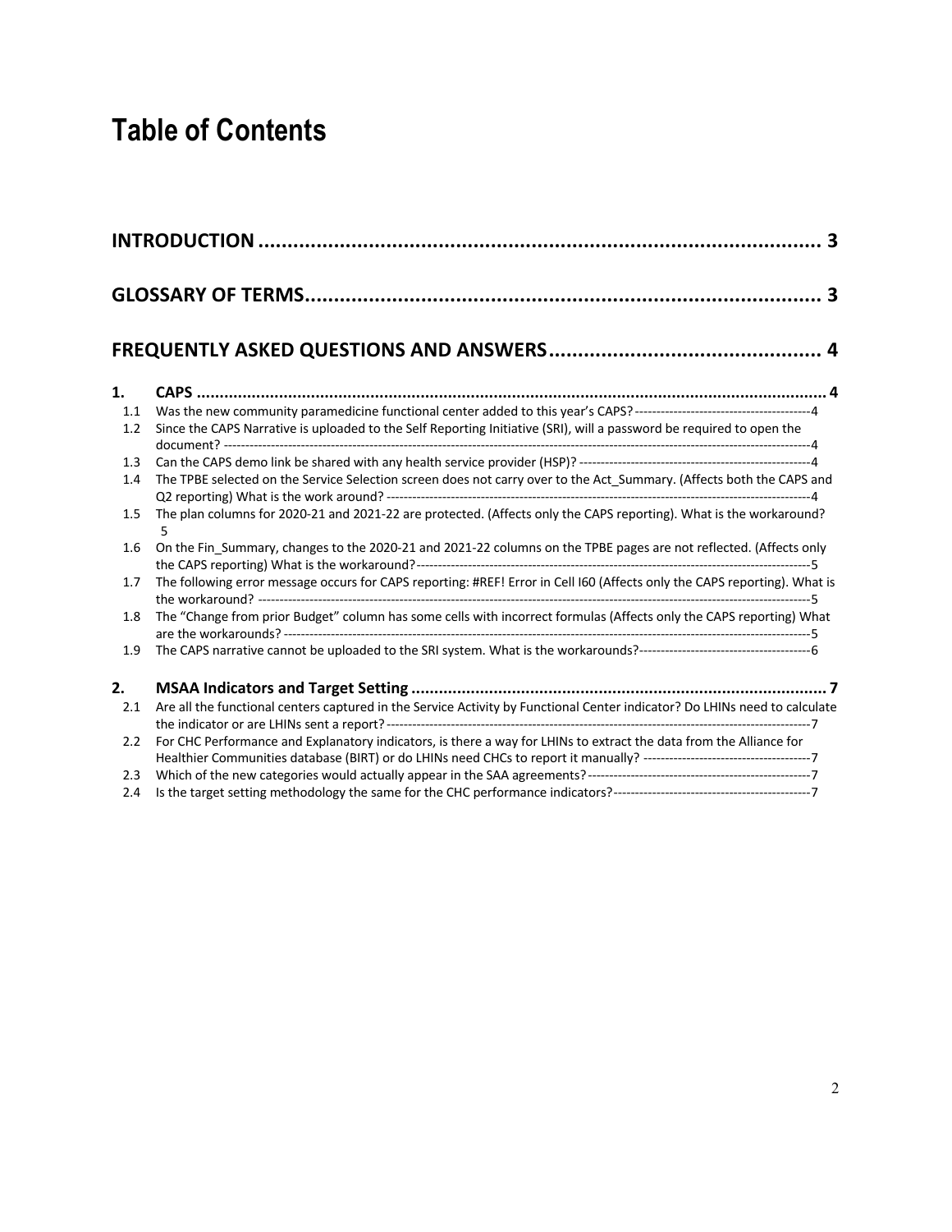# Table of Contents

**INTRODUCTION** ..... 3

**GLOSSARY OF TERMS** ..... 3

**FREQUENTLY ASKED QUESTIONS AND ANSWERS** ..... 4

**1. CAPS** ..... 4

- 1.1 Was the new community paramedicine functional center added to this year's CAPS? ..... 4
- 1.2 Since the CAPS Narrative is uploaded to the Self Reporting Initiative (SRI), will a password be required to open the document? ..... 4
- 1.3 Can the CAPS demo link be shared with any health service provider (HSP)? ..... 4
- 1.4 The TPBE selected on the Service Selection screen does not carry over to the Act_Summary. (Affects both the CAPS and Q2 reporting) What is the work around? ..... 4
- 1.5 The plan columns for 2020-21 and 2021-22 are protected. (Affects only the CAPS reporting). What is the workaround? ..... 5
- 1.6 On the Fin_Summary, changes to the 2020-21 and 2021-22 columns on the TPBE pages are not reflected. (Affects only the CAPS reporting) What is the workaround? ..... 5
- 1.7 The following error message occurs for CAPS reporting: #REF! Error in Cell I60 (Affects only the CAPS reporting). What is the workaround? ..... 5
- 1.8 The "Change from prior Budget" column has some cells with incorrect formulas (Affects only the CAPS reporting) What are the workarounds? ..... 5
- 1.9 The CAPS narrative cannot be uploaded to the SRI system. What is the workarounds? ..... 6

**2. MSAA Indicators and Target Setting** ..... 7

- 2.1 Are all the functional centers captured in the Service Activity by Functional Center indicator? Do LHINs need to calculate the indicator or are LHINs sent a report? ..... 7
- 2.2 For CHC Performance and Explanatory indicators, is there a way for LHINs to extract the data from the Alliance for Healthier Communities database (BIRT) or do LHINs need CHCs to report it manually? ..... 7
- 2.3 Which of the new categories would actually appear in the SAA agreements? ..... 7
- 2.4 Is the target setting methodology the same for the CHC performance indicators? ..... 7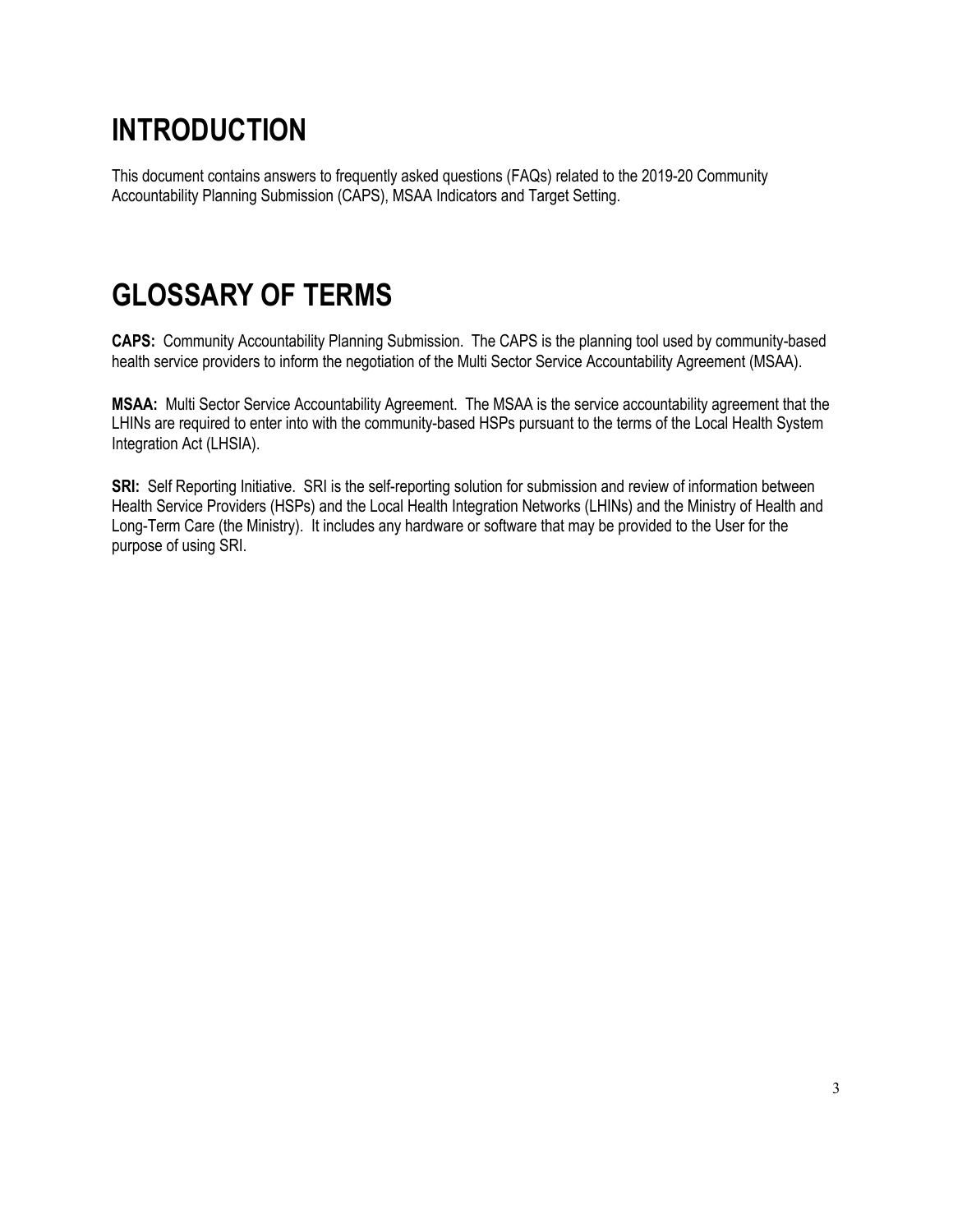# INTRODUCTION

This document contains answers to frequently asked questions (FAQs) related to the 2019-20 Community Accountability Planning Submission (CAPS), MSAA Indicators and Target Setting.

# GLOSSARY OF TERMS

**CAPS:** Community Accountability Planning Submission. The CAPS is the planning tool used by community-based health service providers to inform the negotiation of the Multi Sector Service Accountability Agreement (MSAA).

**MSAA:** Multi Sector Service Accountability Agreement. The MSAA is the service accountability agreement that the LHINs are required to enter into with the community-based HSPs pursuant to the terms of the Local Health System Integration Act (LHSIA).

**SRI:** Self Reporting Initiative. SRI is the self-reporting solution for submission and review of information between Health Service Providers (HSPs) and the Local Health Integration Networks (LHINs) and the Ministry of Health and Long-Term Care (the Ministry). It includes any hardware or software that may be provided to the User for the purpose of using SRI.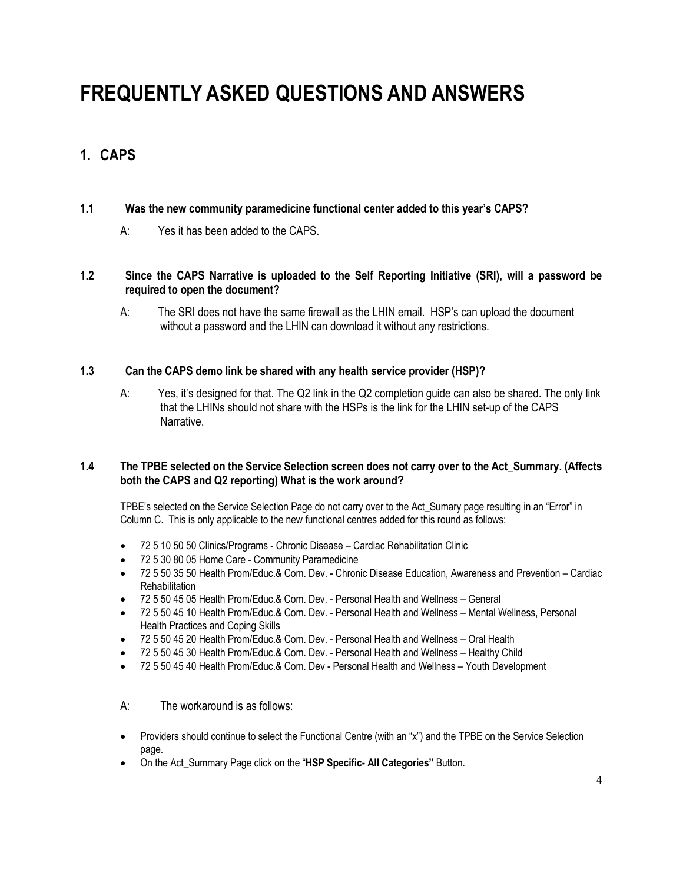# FREQUENTLY ASKED QUESTIONS AND ANSWERS

## 1. CAPS

**1.1 Was the new community paramedicine functional center added to this year's CAPS?**

A: Yes it has been added to the CAPS.

**1.2 Since the CAPS Narrative is uploaded to the Self Reporting Initiative (SRI), will a password be required to open the document?**

A: The SRI does not have the same firewall as the LHIN email. HSP's can upload the document without a password and the LHIN can download it without any restrictions.

**1.3 Can the CAPS demo link be shared with any health service provider (HSP)?**

A: Yes, it's designed for that. The Q2 link in the Q2 completion guide can also be shared. The only link that the LHINs should not share with the HSPs is the link for the LHIN set-up of the CAPS Narrative.

**1.4 The TPBE selected on the Service Selection screen does not carry over to the Act_Summary. (Affects both the CAPS and Q2 reporting) What is the work around?**

TPBE's selected on the Service Selection Page do not carry over to the Act_Sumary page resulting in an "Error" in Column C. This is only applicable to the new functional centres added for this round as follows:

- 72 5 10 50 50 Clinics/Programs - Chronic Disease – Cardiac Rehabilitation Clinic
- 72 5 30 80 05 Home Care - Community Paramedicine
- 72 5 50 35 50 Health Prom/Educ.& Com. Dev. - Chronic Disease Education, Awareness and Prevention – Cardiac Rehabilitation
- 72 5 50 45 05 Health Prom/Educ.& Com. Dev. - Personal Health and Wellness – General
- 72 5 50 45 10 Health Prom/Educ.& Com. Dev. - Personal Health and Wellness – Mental Wellness, Personal Health Practices and Coping Skills
- 72 5 50 45 20 Health Prom/Educ.& Com. Dev. - Personal Health and Wellness – Oral Health
- 72 5 50 45 30 Health Prom/Educ.& Com. Dev. - Personal Health and Wellness – Healthy Child
- 72 5 50 45 40 Health Prom/Educ.& Com. Dev - Personal Health and Wellness – Youth Development

A: The workaround is as follows:

- Providers should continue to select the Functional Centre (with an "x") and the TPBE on the Service Selection page.
- On the Act_Summary Page click on the "**HSP Specific- All Categories"** Button.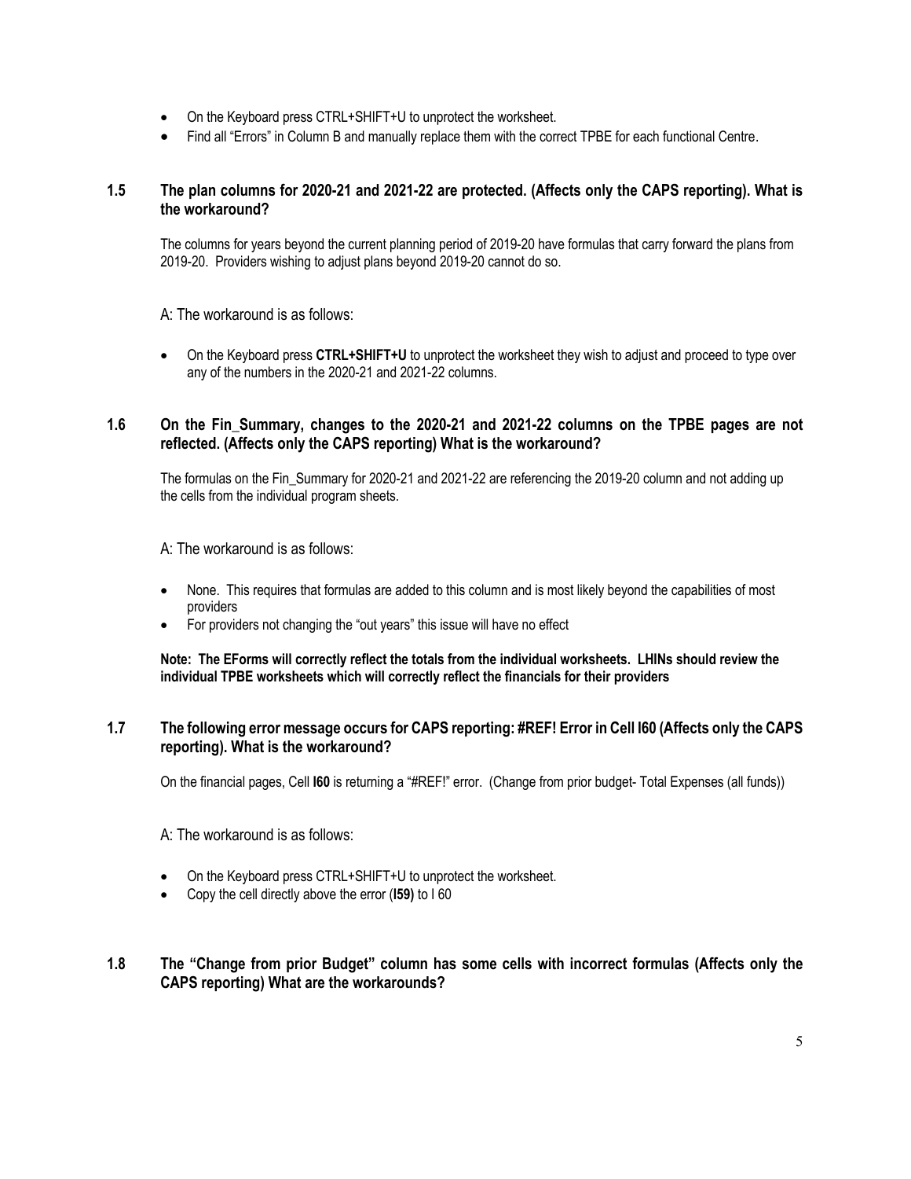- On the Keyboard press CTRL+SHIFT+U to unprotect the worksheet.
- Find all "Errors" in Column B and manually replace them with the correct TPBE for each functional Centre.

### 1.5 The plan columns for 2020-21 and 2021-22 are protected. (Affects only the CAPS reporting). What is the workaround?

The columns for years beyond the current planning period of 2019-20 have formulas that carry forward the plans from 2019-20. Providers wishing to adjust plans beyond 2019-20 cannot do so.

A: The workaround is as follows:

- On the Keyboard press **CTRL+SHIFT+U** to unprotect the worksheet they wish to adjust and proceed to type over any of the numbers in the 2020-21 and 2021-22 columns.

### 1.6 On the Fin_Summary, changes to the 2020-21 and 2021-22 columns on the TPBE pages are not reflected. (Affects only the CAPS reporting) What is the workaround?

The formulas on the Fin_Summary for 2020-21 and 2021-22 are referencing the 2019-20 column and not adding up the cells from the individual program sheets.

A: The workaround is as follows:

- None. This requires that formulas are added to this column and is most likely beyond the capabilities of most providers
- For providers not changing the "out years" this issue will have no effect

**Note: The EForms will correctly reflect the totals from the individual worksheets. LHINs should review the individual TPBE worksheets which will correctly reflect the financials for their providers**

### 1.7 The following error message occurs for CAPS reporting: #REF! Error in Cell I60 (Affects only the CAPS reporting). What is the workaround?

On the financial pages, Cell **I60** is returning a "#REF!" error. (Change from prior budget- Total Expenses (all funds))

A: The workaround is as follows:

- On the Keyboard press CTRL+SHIFT+U to unprotect the worksheet.
- Copy the cell directly above the error (**I59)** to I 60

### 1.8 The "Change from prior Budget" column has some cells with incorrect formulas (Affects only the CAPS reporting) What are the workarounds?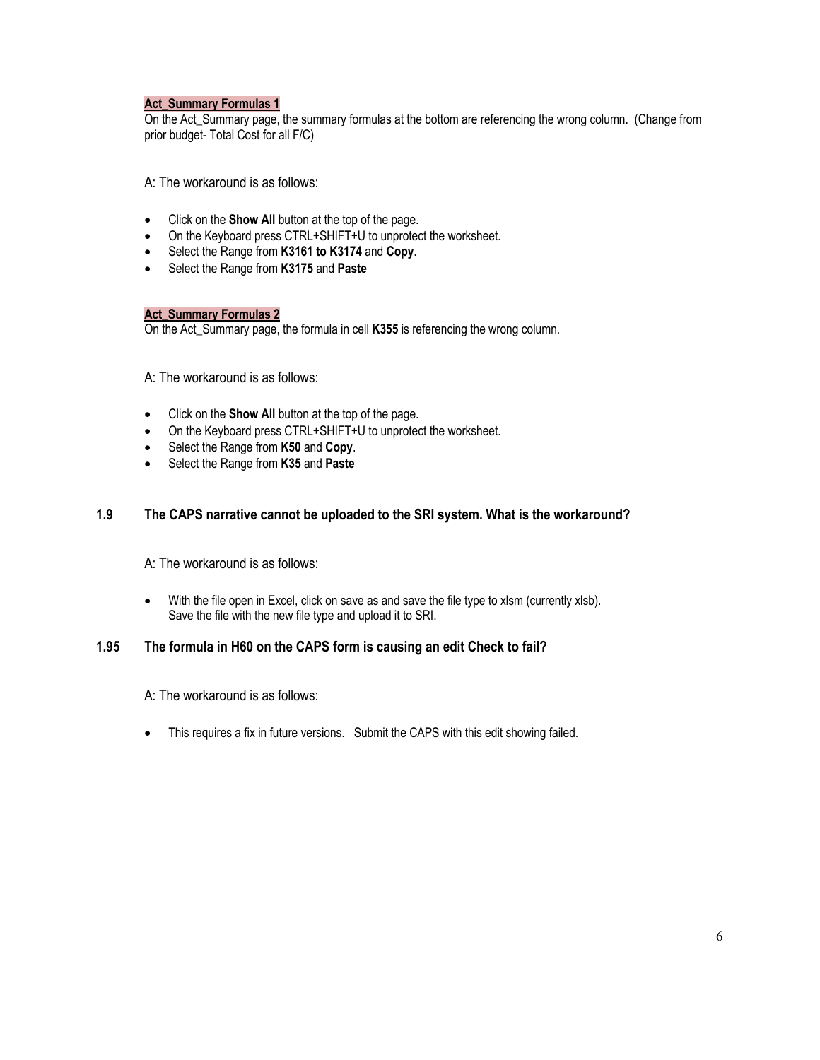**Act_Summary Formulas 1**

On the Act_Summary page, the summary formulas at the bottom are referencing the wrong column. (Change from prior budget- Total Cost for all F/C)

A: The workaround is as follows:

- Click on the **Show All** button at the top of the page.
- On the Keyboard press CTRL+SHIFT+U to unprotect the worksheet.
- Select the Range from **K3161 to K3174** and **Copy**.
- Select the Range from **K3175** and **Paste**

**Act_Summary Formulas 2**

On the Act_Summary page, the formula in cell **K355** is referencing the wrong column.

A: The workaround is as follows:

- Click on the **Show All** button at the top of the page.
- On the Keyboard press CTRL+SHIFT+U to unprotect the worksheet.
- Select the Range from **K50** and **Copy**.
- Select the Range from **K35** and **Paste**

### 1.9 The CAPS narrative cannot be uploaded to the SRI system. What is the workaround?

A: The workaround is as follows:

- With the file open in Excel, click on save as and save the file type to xlsm (currently xlsb). Save the file with the new file type and upload it to SRI.

### 1.95 The formula in H60 on the CAPS form is causing an edit Check to fail?

A: The workaround is as follows:

- This requires a fix in future versions. Submit the CAPS with this edit showing failed.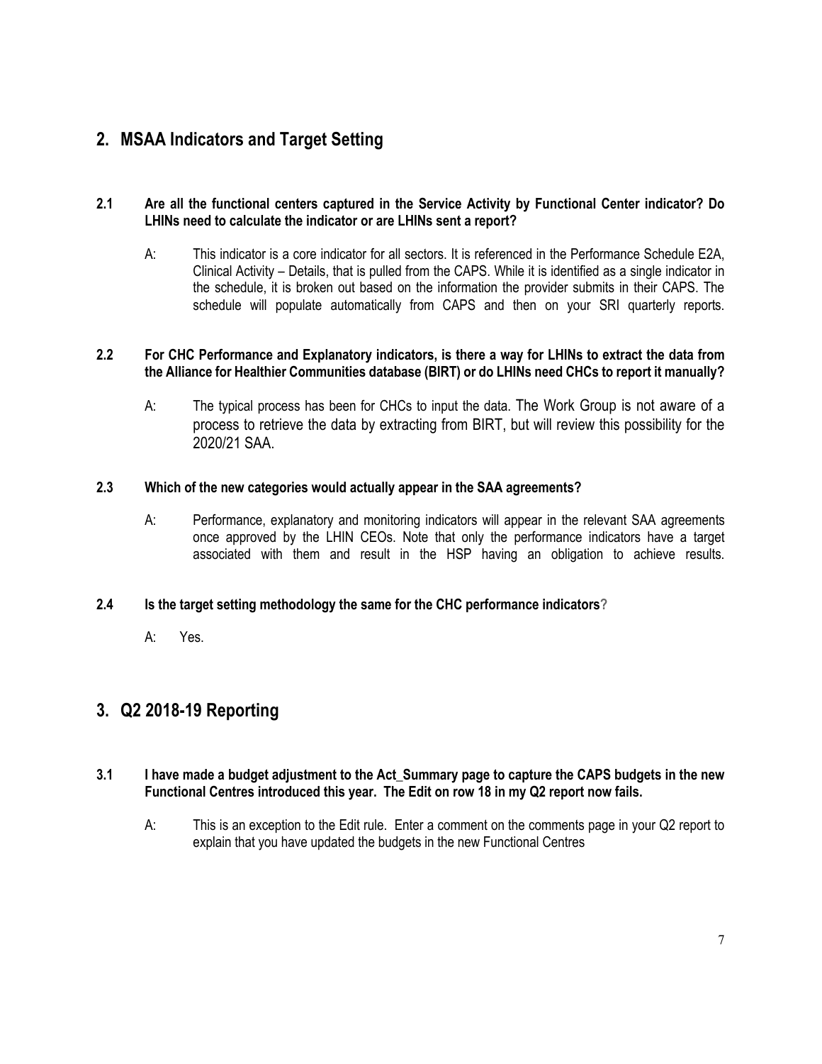## 2. MSAA Indicators and Target Setting

**2.1 Are all the functional centers captured in the Service Activity by Functional Center indicator? Do LHINs need to calculate the indicator or are LHINs sent a report?**

A: This indicator is a core indicator for all sectors. It is referenced in the Performance Schedule E2A, Clinical Activity – Details, that is pulled from the CAPS. While it is identified as a single indicator in the schedule, it is broken out based on the information the provider submits in their CAPS. The schedule will populate automatically from CAPS and then on your SRI quarterly reports.

**2.2 For CHC Performance and Explanatory indicators, is there a way for LHINs to extract the data from the Alliance for Healthier Communities database (BIRT) or do LHINs need CHCs to report it manually?**

A: The typical process has been for CHCs to input the data. The Work Group is not aware of a process to retrieve the data by extracting from BIRT, but will review this possibility for the 2020/21 SAA.

**2.3 Which of the new categories would actually appear in the SAA agreements?**

A: Performance, explanatory and monitoring indicators will appear in the relevant SAA agreements once approved by the LHIN CEOs. Note that only the performance indicators have a target associated with them and result in the HSP having an obligation to achieve results.

**2.4 Is the target setting methodology the same for the CHC performance indicators?**

A: Yes.

## 3. Q2 2018-19 Reporting

**3.1 I have made a budget adjustment to the Act_Summary page to capture the CAPS budgets in the new Functional Centres introduced this year. The Edit on row 18 in my Q2 report now fails.**

A: This is an exception to the Edit rule. Enter a comment on the comments page in your Q2 report to explain that you have updated the budgets in the new Functional Centres